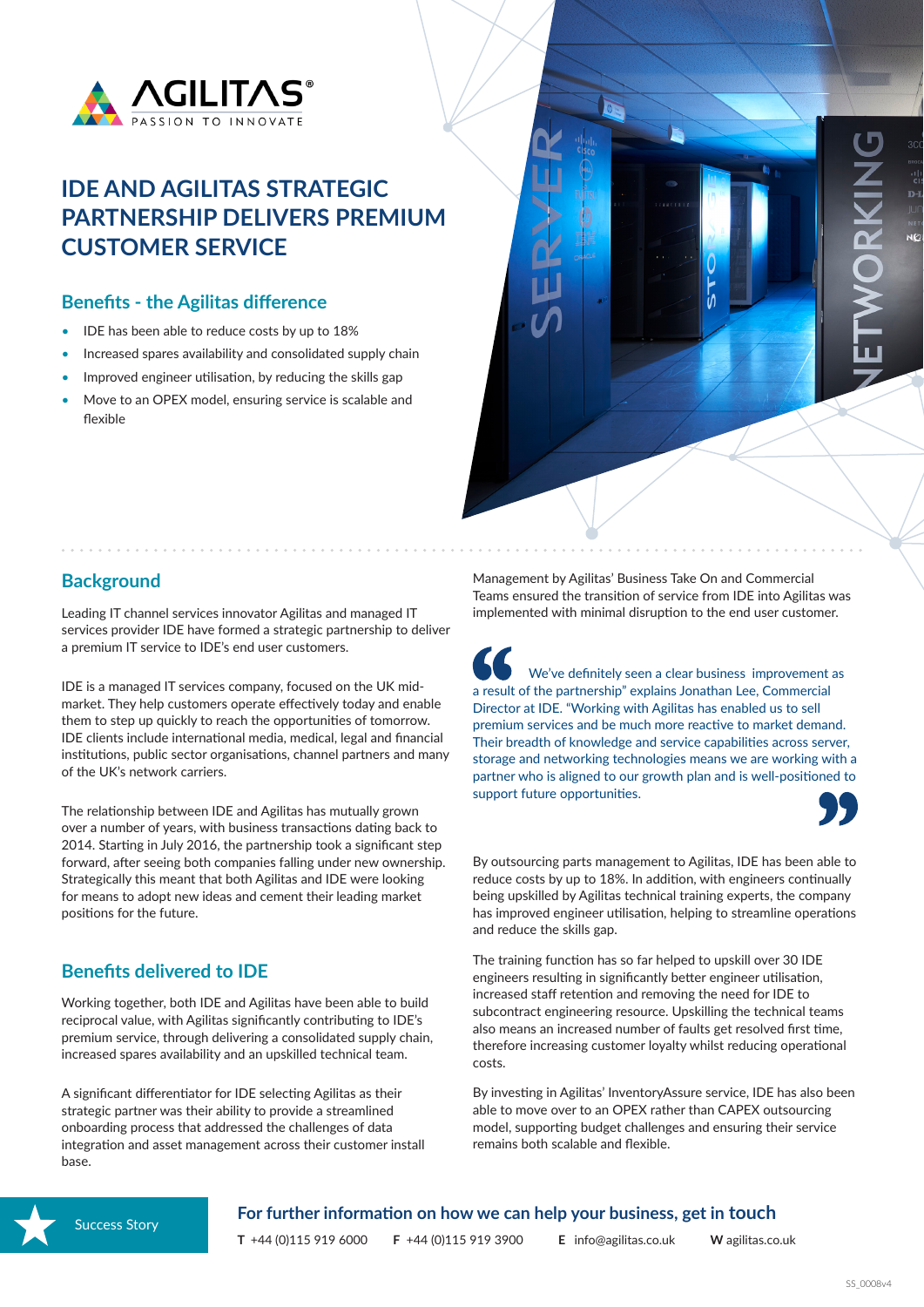AGILITAS®
PASSION TO INNOVATE

# IDE AND AGILITAS STRATEGIC PARTNERSHIP DELIVERS PREMIUM CUSTOMER SERVICE

## Benefits - the Agilitas difference

- IDE has been able to reduce costs by up to 18%
- Increased spares availability and consolidated supply chain
- Improved engineer utilisation, by reducing the skills gap
- Move to an OPEX model, ensuring service is scalable and flexible

## Background

Leading IT channel services innovator Agilitas and managed IT services provider IDE have formed a strategic partnership to deliver a premium IT service to IDE's end user customers.

IDE is a managed IT services company, focused on the UK mid-market. They help customers operate effectively today and enable them to step up quickly to reach the opportunities of tomorrow. IDE clients include international media, medical, legal and financial institutions, public sector organisations, channel partners and many of the UK's network carriers.

The relationship between IDE and Agilitas has mutually grown over a number of years, with business transactions dating back to 2014. Starting in July 2016, the partnership took a significant step forward, after seeing both companies falling under new ownership. Strategically this meant that both Agilitas and IDE were looking for means to adopt new ideas and cement their leading market positions for the future.

## Benefits delivered to IDE

Working together, both IDE and Agilitas have been able to build reciprocal value, with Agilitas significantly contributing to IDE's premium service, through delivering a consolidated supply chain, increased spares availability and an upskilled technical team.

A significant differentiator for IDE selecting Agilitas as their strategic partner was their ability to provide a streamlined onboarding process that addressed the challenges of data integration and asset management across their customer install base.

Management by Agilitas' Business Take On and Commercial Teams ensured the transition of service from IDE into Agilitas was implemented with minimal disruption to the end user customer.

> "We've definitely seen a clear business improvement as a result of the partnership" explains Jonathan Lee, Commercial Director at IDE. "Working with Agilitas has enabled us to sell premium services and be much more reactive to market demand. Their breadth of knowledge and service capabilities across server, storage and networking technologies means we are working with a partner who is aligned to our growth plan and is well-positioned to support future opportunities."

By outsourcing parts management to Agilitas, IDE has been able to reduce costs by up to 18%. In addition, with engineers continually being upskilled by Agilitas technical training experts, the company has improved engineer utilisation, helping to streamline operations and reduce the skills gap.

The training function has so far helped to upskill over 30 IDE engineers resulting in significantly better engineer utilisation, increased staff retention and removing the need for IDE to subcontract engineering resource. Upskilling the technical teams also means an increased number of faults get resolved first time, therefore increasing customer loyalty whilst reducing operational costs.

By investing in Agilitas' InventoryAssure service, IDE has also been able to move over to an OPEX rather than CAPEX outsourcing model, supporting budget challenges and ensuring their service remains both scalable and flexible.

Success Story

**For further information on how we can help your business, get in touch**

**T** +44 (0)115 919 6000 **F** +44 (0)115 919 3900 **E** info@agilitas.co.uk **W** agilitas.co.uk

SS_0008v4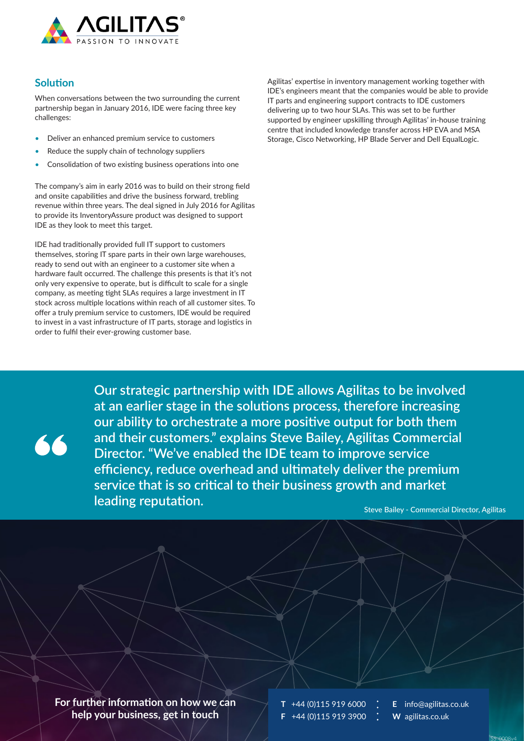## Solution

When conversations between the two surrounding the current partnership began in January 2016, IDE were facing three key challenges:

- Deliver an enhanced premium service to customers
- Reduce the supply chain of technology suppliers
- Consolidation of two existing business operations into one

The company's aim in early 2016 was to build on their strong field and onsite capabilities and drive the business forward, trebling revenue within three years. The deal signed in July 2016 for Agilitas to provide its InventoryAssure product was designed to support IDE as they look to meet this target.

IDE had traditionally provided full IT support to customers themselves, storing IT spare parts in their own large warehouses, ready to send out with an engineer to a customer site when a hardware fault occurred. The challenge this presents is that it's not only very expensive to operate, but is difficult to scale for a single company, as meeting tight SLAs requires a large investment in IT stock across multiple locations within reach of all customer sites. To offer a truly premium service to customers, IDE would be required to invest in a vast infrastructure of IT parts, storage and logistics in order to fulfil their ever-growing customer base.

Agilitas' expertise in inventory management working together with IDE's engineers meant that the companies would be able to provide IT parts and engineering support contracts to IDE customers delivering up to two hour SLAs. This was set to be further supported by engineer upskilling through Agilitas' in-house training centre that included knowledge transfer across HP EVA and MSA Storage, Cisco Networking, HP Blade Server and Dell EqualLogic.

> Our strategic partnership with IDE allows Agilitas to be involved at an earlier stage in the solutions process, therefore increasing our ability to orchestrate a more positive output for both them and their customers." explains Steve Bailey, Agilitas Commercial Director. "We've enabled the IDE team to improve service efficiency, reduce overhead and ultimately deliver the premium service that is so critical to their business growth and market leading reputation.
>
> Steve Bailey - Commercial Director, Agilitas

**For further information on how we can help your business, get in touch**

**T** +44 (0)115 919 6000
**F** +44 (0)115 919 3900
**E** info@agilitas.co.uk
**W** agilitas.co.uk